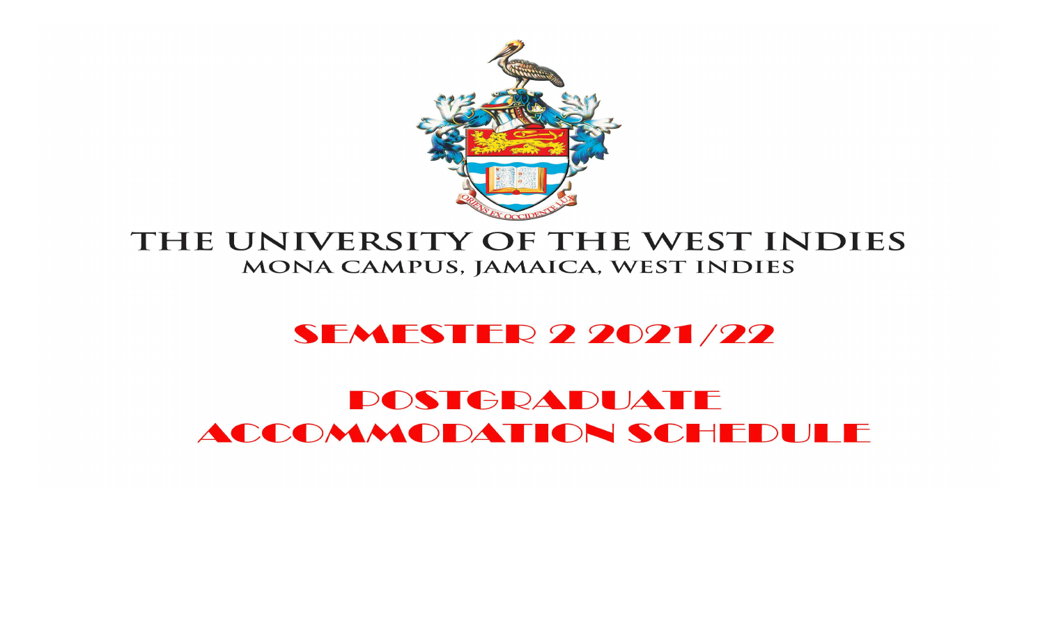# THE UNIVERSITY OF THE WEST INDIES

## MONA CAMPUS, JAMAICA, WEST INDIES

# SEMESTER 2 2021/22

# POSTGRADUATE ACCOMMODATION SCHEDULE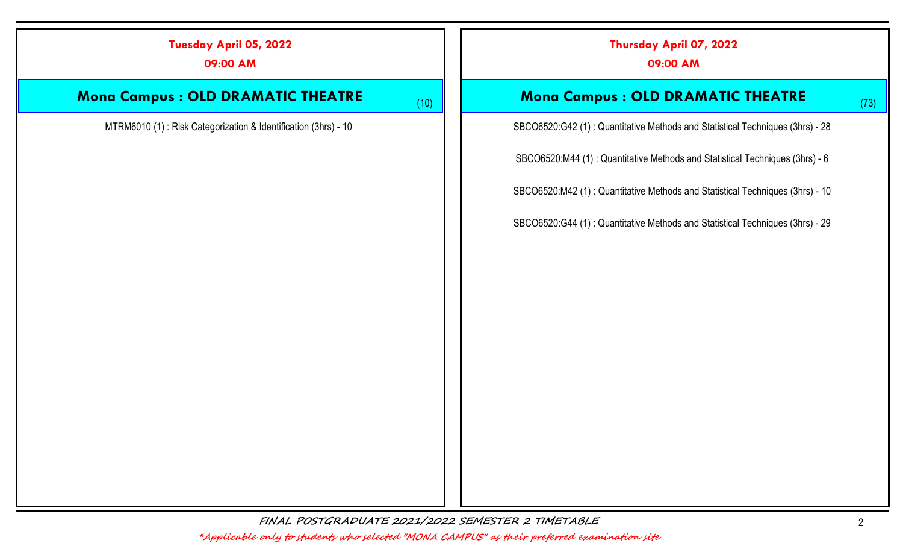**Tuesday April 05, 2022**

**09:00 AM**

## Mona Campus : OLD DRAMATIC THEATRE (10)

MTRM6010 (1) : Risk Categorization & Identification (3hrs) - 10

**Thursday April 07, 2022**

**09:00 AM**

## Mona Campus : OLD DRAMATIC THEATRE (73)

SBCO6520:G42 (1) : Quantitative Methods and Statistical Techniques (3hrs) - 28

SBCO6520:M44 (1) : Quantitative Methods and Statistical Techniques (3hrs) - 6

SBCO6520:M42 (1) : Quantitative Methods and Statistical Techniques (3hrs) - 10

SBCO6520:G44 (1) : Quantitative Methods and Statistical Techniques (3hrs) - 29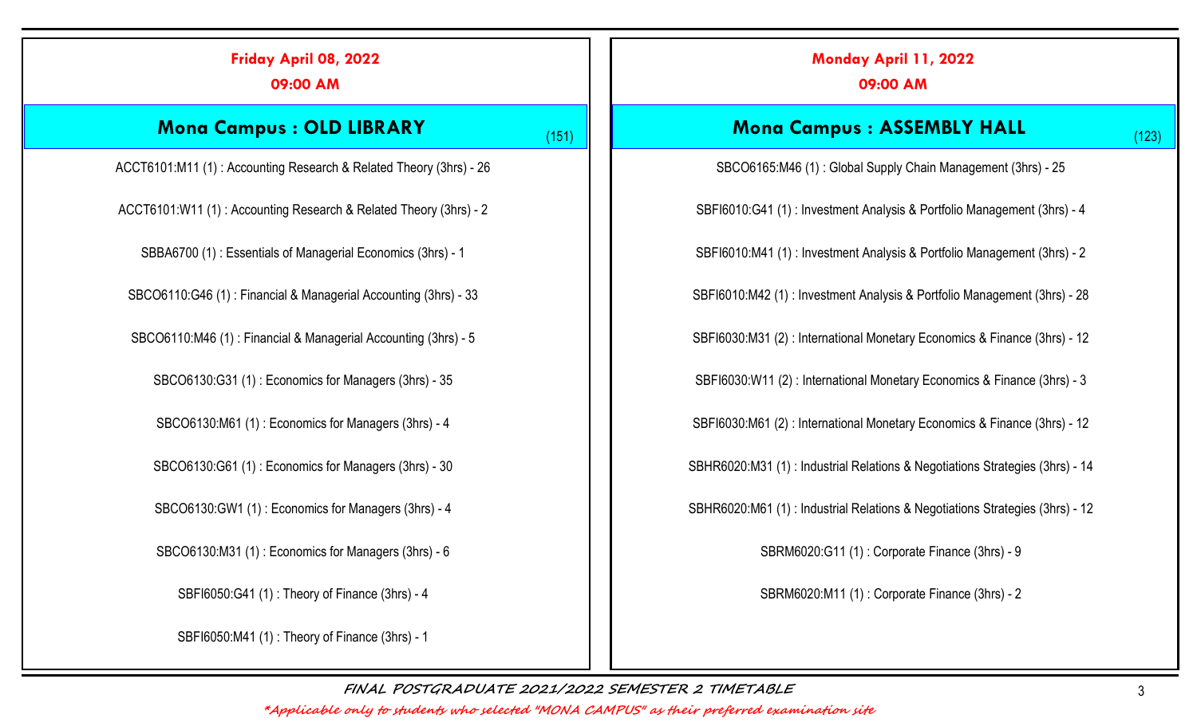## Friday April 08, 2022
### 09:00 AM

### Mona Campus : OLD LIBRARY (151)

ACCT6101:M11 (1) : Accounting Research & Related Theory (3hrs) - 26

ACCT6101:W11 (1) : Accounting Research & Related Theory (3hrs) - 2

SBBA6700 (1) : Essentials of Managerial Economics (3hrs) - 1

SBCO6110:G46 (1) : Financial & Managerial Accounting (3hrs) - 33

SBCO6110:M46 (1) : Financial & Managerial Accounting (3hrs) - 5

SBCO6130:G31 (1) : Economics for Managers (3hrs) - 35

SBCO6130:M61 (1) : Economics for Managers (3hrs) - 4

SBCO6130:G61 (1) : Economics for Managers (3hrs) - 30

SBCO6130:GW1 (1) : Economics for Managers (3hrs) - 4

SBCO6130:M31 (1) : Economics for Managers (3hrs) - 6

SBFI6050:G41 (1) : Theory of Finance (3hrs) - 4

SBFI6050:M41 (1) : Theory of Finance (3hrs) - 1

## Monday April 11, 2022
### 09:00 AM

### Mona Campus : ASSEMBLY HALL (123)

SBCO6165:M46 (1) : Global Supply Chain Management (3hrs) - 25

SBFI6010:G41 (1) : Investment Analysis & Portfolio Management (3hrs) - 4

SBFI6010:M41 (1) : Investment Analysis & Portfolio Management (3hrs) - 2

SBFI6010:M42 (1) : Investment Analysis & Portfolio Management (3hrs) - 28

SBFI6030:M31 (2) : International Monetary Economics & Finance (3hrs) - 12

SBFI6030:W11 (2) : International Monetary Economics & Finance (3hrs) - 3

SBFI6030:M61 (2) : International Monetary Economics & Finance (3hrs) - 12

SBHR6020:M31 (1) : Industrial Relations & Negotiations Strategies (3hrs) - 14

SBHR6020:M61 (1) : Industrial Relations & Negotiations Strategies (3hrs) - 12

SBRM6020:G11 (1) : Corporate Finance (3hrs) - 9

SBRM6020:M11 (1) : Corporate Finance (3hrs) - 2

**FINAL POSTGRADUATE 2021/2022 SEMESTER 2 TIMETABLE**

*\*Applicable only to students who selected "MONA CAMPUS" as their preferred examination site*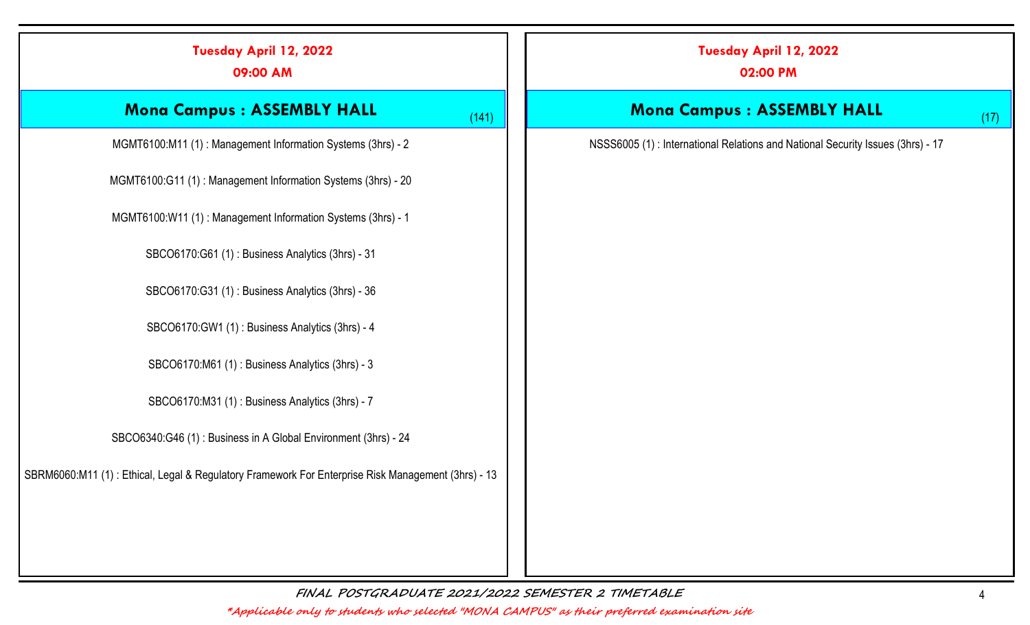## Tuesday April 12, 2022

### 09:00 AM

#### Mona Campus : ASSEMBLY HALL (141)

MGMT6100:M11 (1) : Management Information Systems (3hrs) - 2

MGMT6100:G11 (1) : Management Information Systems (3hrs) - 20

MGMT6100:W11 (1) : Management Information Systems (3hrs) - 1

SBCO6170:G61 (1) : Business Analytics (3hrs) - 31

SBCO6170:G31 (1) : Business Analytics (3hrs) - 36

SBCO6170:GW1 (1) : Business Analytics (3hrs) - 4

SBCO6170:M61 (1) : Business Analytics (3hrs) - 3

SBCO6170:M31 (1) : Business Analytics (3hrs) - 7

SBCO6340:G46 (1) : Business in A Global Environment (3hrs) - 24

SBRM6060:M11 (1) : Ethical, Legal & Regulatory Framework For Enterprise Risk Management (3hrs) - 13

## Tuesday April 12, 2022

### 02:00 PM

#### Mona Campus : ASSEMBLY HALL (17)

NSSS6005 (1) : International Relations and National Security Issues (3hrs) - 17

*FINAL POSTGRADUATE 2021/2022 SEMESTER 2 TIMETABLE*

*\*Applicable only to students who selected "MONA CAMPUS" as their preferred examination site*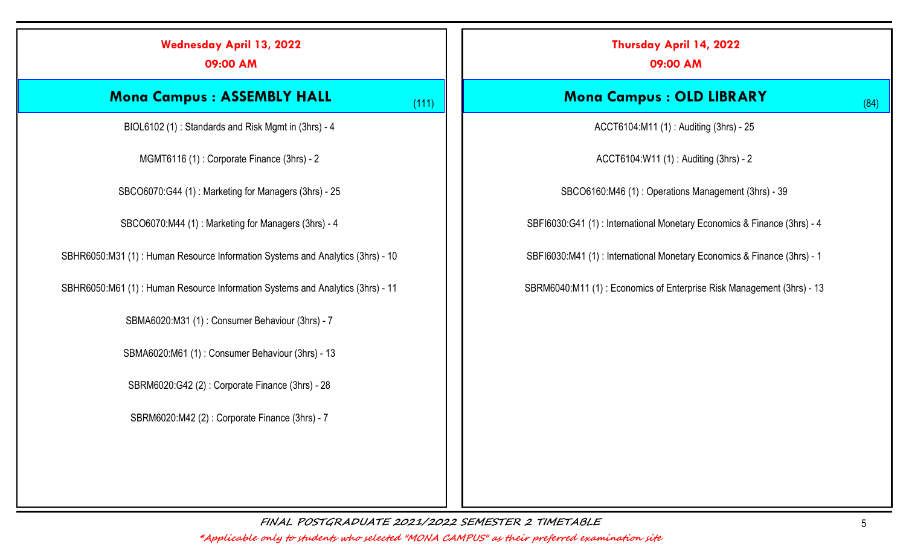**Wednesday April 13, 2022**

**09:00 AM**

## Mona Campus : ASSEMBLY HALL (111)

BIOL6102 (1) : Standards and Risk Mgmt in (3hrs) - 4

MGMT6116 (1) : Corporate Finance (3hrs) - 2

SBCO6070:G44 (1) : Marketing for Managers (3hrs) - 25

SBCO6070:M44 (1) : Marketing for Managers (3hrs) - 4

SBHR6050:M31 (1) : Human Resource Information Systems and Analytics (3hrs) - 10

SBHR6050:M61 (1) : Human Resource Information Systems and Analytics (3hrs) - 11

SBMA6020:M31 (1) : Consumer Behaviour (3hrs) - 7

SBMA6020:M61 (1) : Consumer Behaviour (3hrs) - 13

SBRM6020:G42 (2) : Corporate Finance (3hrs) - 28

SBRM6020:M42 (2) : Corporate Finance (3hrs) - 7

**Thursday April 14, 2022**

**09:00 AM**

## Mona Campus : OLD LIBRARY (84)

ACCT6104:M11 (1) : Auditing (3hrs) - 25

ACCT6104:W11 (1) : Auditing (3hrs) - 2

SBCO6160:M46 (1) : Operations Management (3hrs) - 39

SBFI6030:G41 (1) : International Monetary Economics & Finance (3hrs) - 4

SBFI6030:M41 (1) : International Monetary Economics & Finance (3hrs) - 1

SBRM6040:M11 (1) : Economics of Enterprise Risk Management (3hrs) - 13

*FINAL POSTGRADUATE 2021/2022 SEMESTER 2 TIMETABLE*

**\*Applicable only to students who selected "MONA CAMPUS" as their preferred examination site**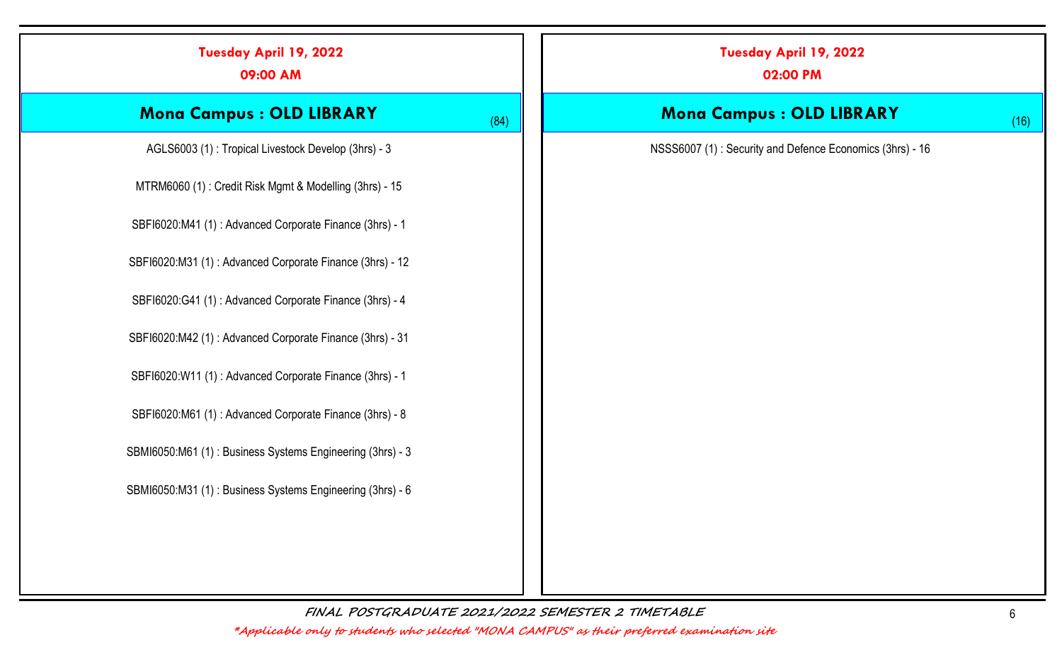## Tuesday April 19, 2022

### 09:00 AM

### Mona Campus : OLD LIBRARY (84)

AGLS6003 (1) : Tropical Livestock Develop (3hrs) - 3

MTRM6060 (1) : Credit Risk Mgmt & Modelling (3hrs) - 15

SBFI6020:M41 (1) : Advanced Corporate Finance (3hrs) - 1

SBFI6020:M31 (1) : Advanced Corporate Finance (3hrs) - 12

SBFI6020:G41 (1) : Advanced Corporate Finance (3hrs) - 4

SBFI6020:M42 (1) : Advanced Corporate Finance (3hrs) - 31

SBFI6020:W11 (1) : Advanced Corporate Finance (3hrs) - 1

SBFI6020:M61 (1) : Advanced Corporate Finance (3hrs) - 8

SBMI6050:M61 (1) : Business Systems Engineering (3hrs) - 3

SBMI6050:M31 (1) : Business Systems Engineering (3hrs) - 6

## Tuesday April 19, 2022

### 02:00 PM

### Mona Campus : OLD LIBRARY (16)

NSSS6007 (1) : Security and Defence Economics (3hrs) - 16

*FINAL POSTGRADUATE 2021/2022 SEMESTER 2 TIMETABLE*

**Applicable only to students who selected "MONA CAMPUS" as their preferred examination site*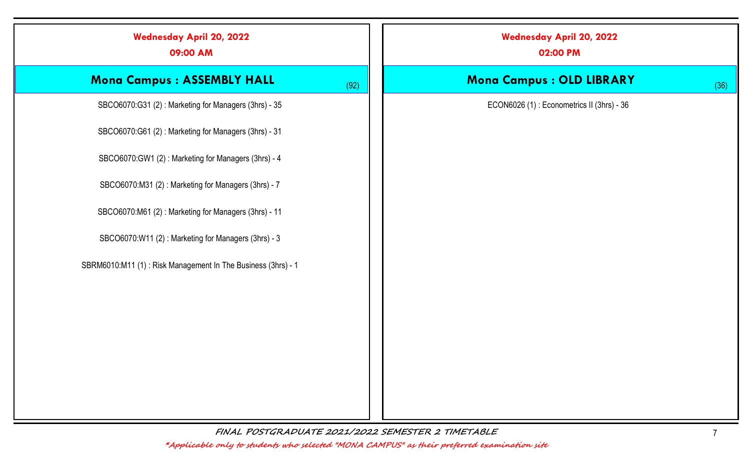## Wednesday April 20, 2022

**09:00 AM**

### Mona Campus : ASSEMBLY HALL (92)

SBCO6070:G31 (2) : Marketing for Managers (3hrs) - 35

SBCO6070:G61 (2) : Marketing for Managers (3hrs) - 31

SBCO6070:GW1 (2) : Marketing for Managers (3hrs) - 4

SBCO6070:M31 (2) : Marketing for Managers (3hrs) - 7

SBCO6070:M61 (2) : Marketing for Managers (3hrs) - 11

SBCO6070:W11 (2) : Marketing for Managers (3hrs) - 3

SBRM6010:M11 (1) : Risk Management In The Business (3hrs) - 1

## Wednesday April 20, 2022

**02:00 PM**

### Mona Campus : OLD LIBRARY (36)

ECON6026 (1) : Econometrics II (3hrs) - 36

*FINAL POSTGRADUATE 2021/2022 SEMESTER 2 TIMETABLE*

*\*Applicable only to students who selected "MONA CAMPUS" as their preferred examination site*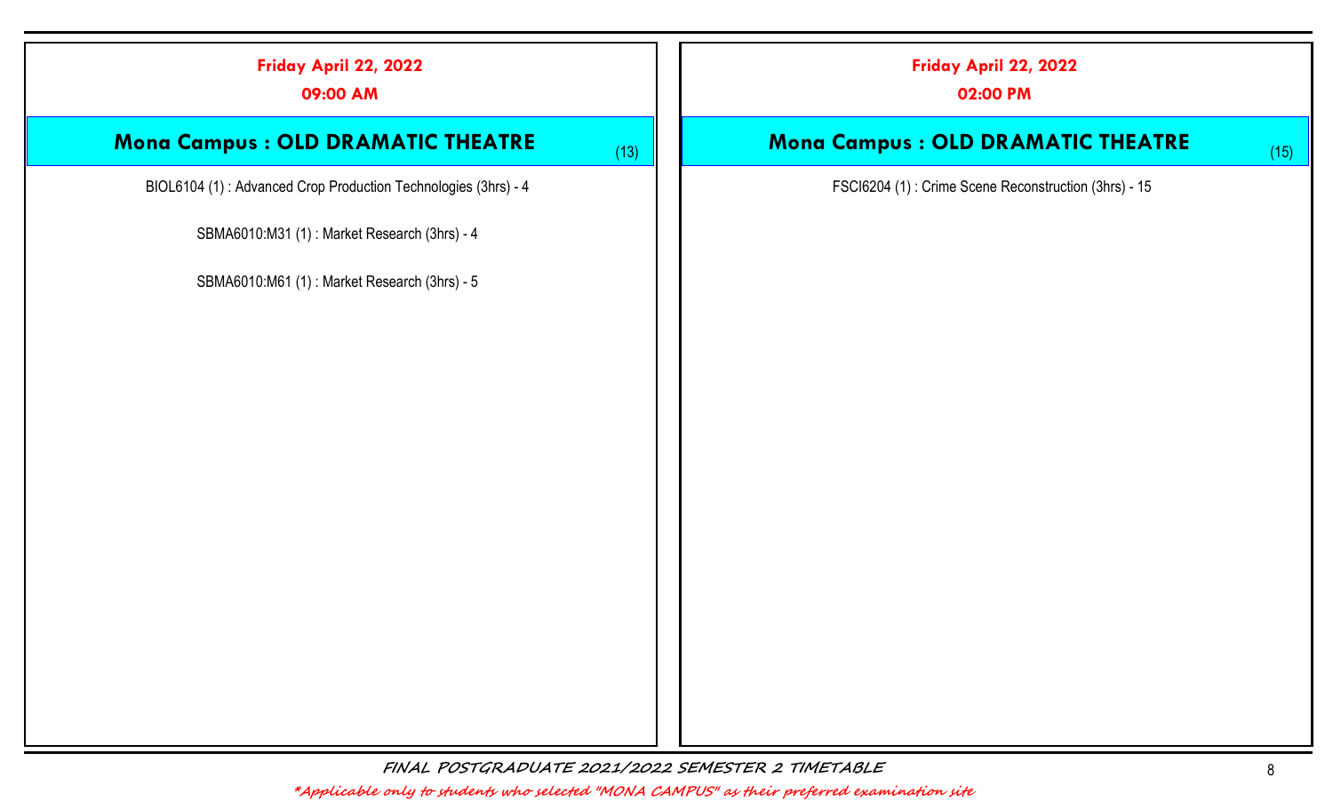## Friday April 22, 2022

### 09:00 AM

### Mona Campus : OLD DRAMATIC THEATRE (13)

BIOL6104 (1) : Advanced Crop Production Technologies (3hrs) - 4

SBMA6010:M31 (1) : Market Research (3hrs) - 4

SBMA6010:M61 (1) : Market Research (3hrs) - 5

## Friday April 22, 2022

### 02:00 PM

### Mona Campus : OLD DRAMATIC THEATRE (15)

FSCI6204 (1) : Crime Scene Reconstruction (3hrs) - 15

*FINAL POSTGRADUATE 2021/2022 SEMESTER 2 TIMETABLE*

*\*Applicable only to students who selected "MONA CAMPUS" as their preferred examination site*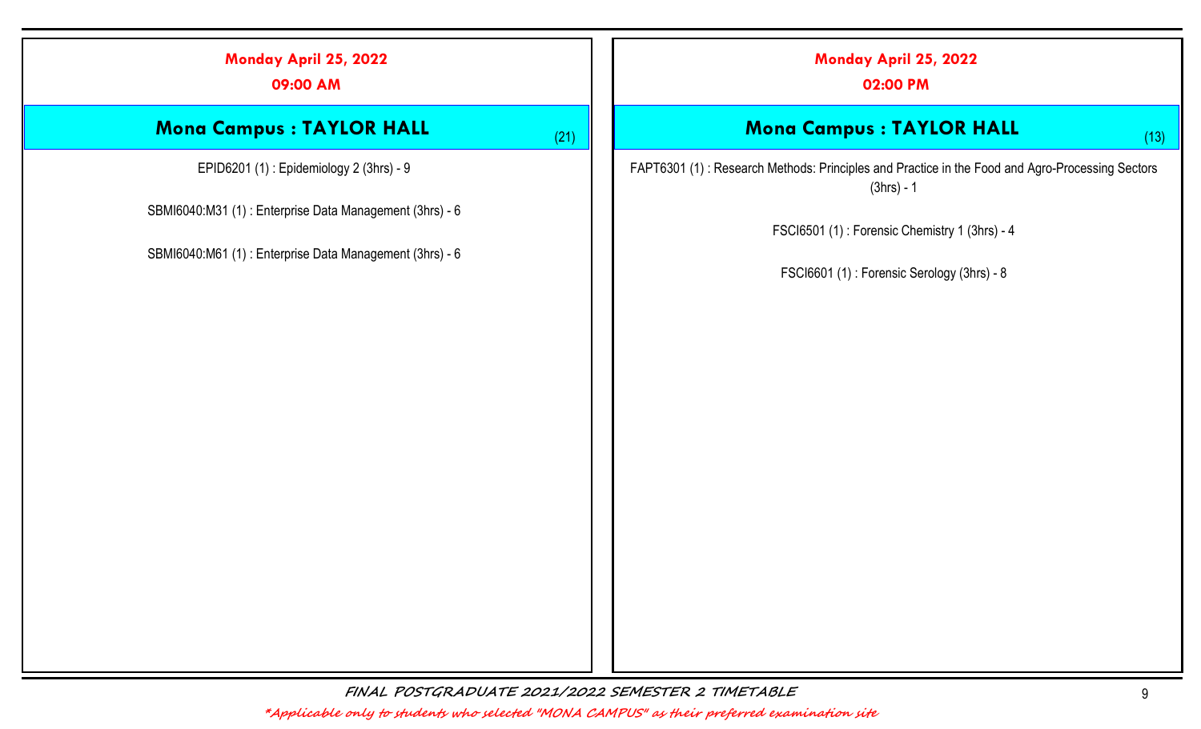## Monday April 25, 2022

**09:00 AM**

### Mona Campus : TAYLOR HALL (21)

EPID6201 (1) : Epidemiology 2 (3hrs) - 9

SBMI6040:M31 (1) : Enterprise Data Management (3hrs) - 6

SBMI6040:M61 (1) : Enterprise Data Management (3hrs) - 6

## Monday April 25, 2022

**02:00 PM**

### Mona Campus : TAYLOR HALL (13)

FAPT6301 (1) : Research Methods: Principles and Practice in the Food and Agro-Processing Sectors (3hrs) - 1

FSCI6501 (1) : Forensic Chemistry 1 (3hrs) - 4

FSCI6601 (1) : Forensic Serology (3hrs) - 8

*FINAL POSTGRADUATE 2021/2022 SEMESTER 2 TIMETABLE*

**Applicable only to students who selected "MONA CAMPUS" as their preferred examination site*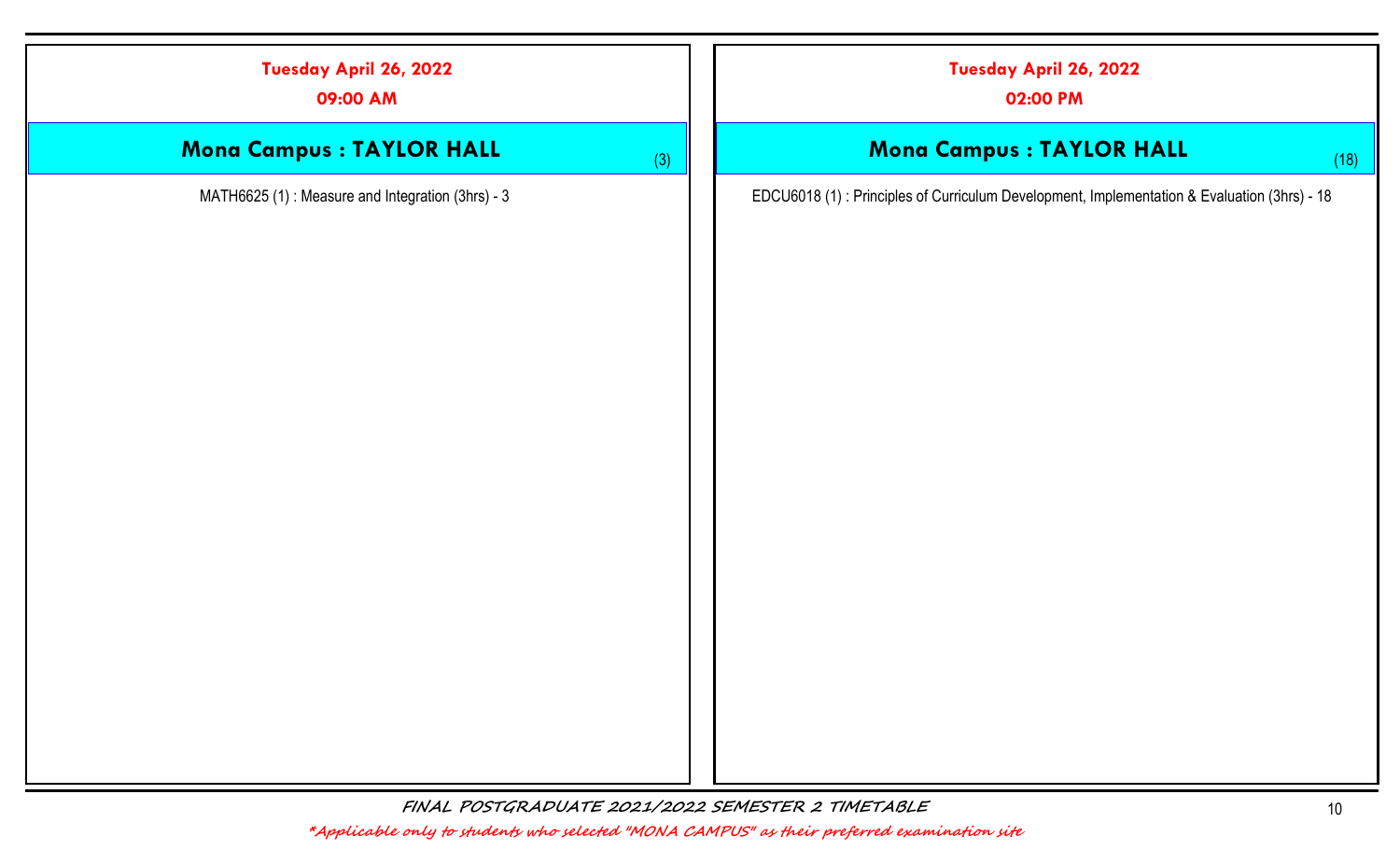**Tuesday April 26, 2022**

**09:00 AM**

## Mona Campus : TAYLOR HALL (3)

MATH6625 (1) : Measure and Integration (3hrs) - 3

**Tuesday April 26, 2022**

**02:00 PM**

## Mona Campus : TAYLOR HALL (18)

EDCU6018 (1) : Principles of Curriculum Development, Implementation & Evaluation (3hrs) - 18

*FINAL POSTGRADUATE 2021/2022 SEMESTER 2 TIMETABLE*

**Applicable only to students who selected "MONA CAMPUS" as their preferred examination site*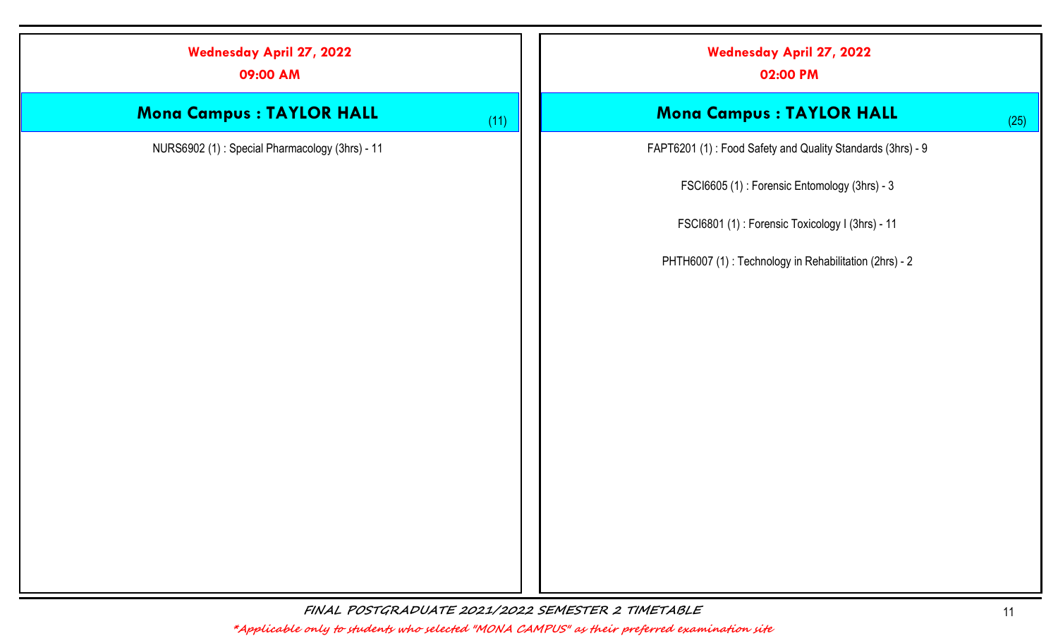## Wednesday April 27, 2022

### 09:00 AM

#### Mona Campus : TAYLOR HALL (11)

NURS6902 (1) : Special Pharmacology (3hrs) - 11

## Wednesday April 27, 2022

### 02:00 PM

#### Mona Campus : TAYLOR HALL (25)

FAPT6201 (1) : Food Safety and Quality Standards (3hrs) - 9

FSCI6605 (1) : Forensic Entomology (3hrs) - 3

FSCI6801 (1) : Forensic Toxicology I (3hrs) - 11

PHTH6007 (1) : Technology in Rehabilitation (2hrs) - 2

*FINAL POSTGRADUATE 2021/2022 SEMESTER 2 TIMETABLE*

**Applicable only to students who selected "MONA CAMPUS" as their preferred examination site*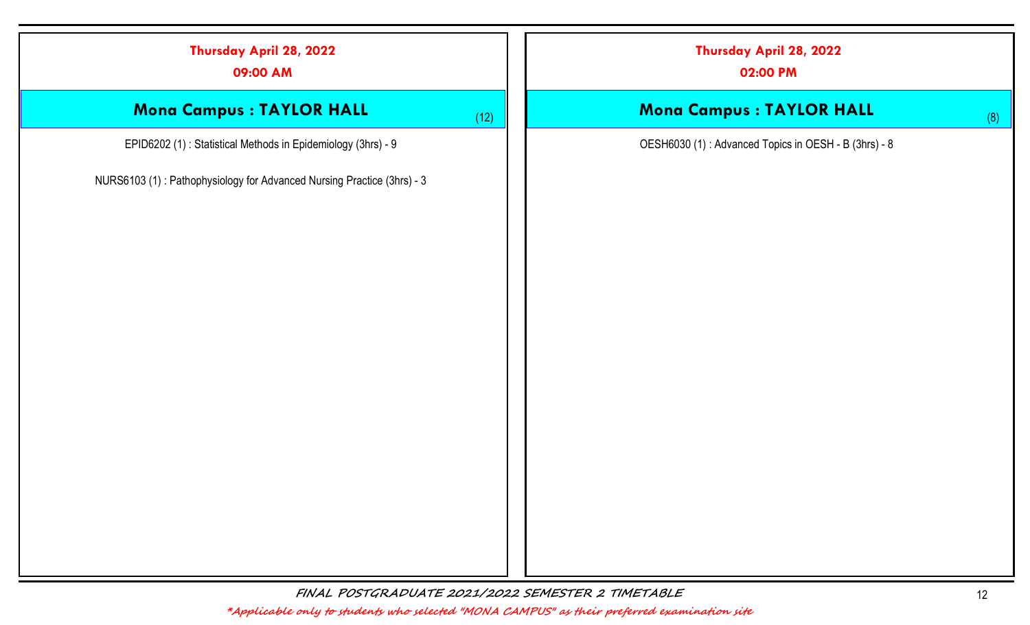## Thursday April 28, 2022

### 09:00 AM

### Mona Campus : TAYLOR HALL (12)

EPID6202 (1) : Statistical Methods in Epidemiology (3hrs) - 9

NURS6103 (1) : Pathophysiology for Advanced Nursing Practice (3hrs) - 3

## Thursday April 28, 2022

### 02:00 PM

### Mona Campus : TAYLOR HALL (8)

OESH6030 (1) : Advanced Topics in OESH - B (3hrs) - 8

*FINAL POSTGRADUATE 2021/2022 SEMESTER 2 TIMETABLE*

*\*Applicable only to students who selected "MONA CAMPUS" as their preferred examination site*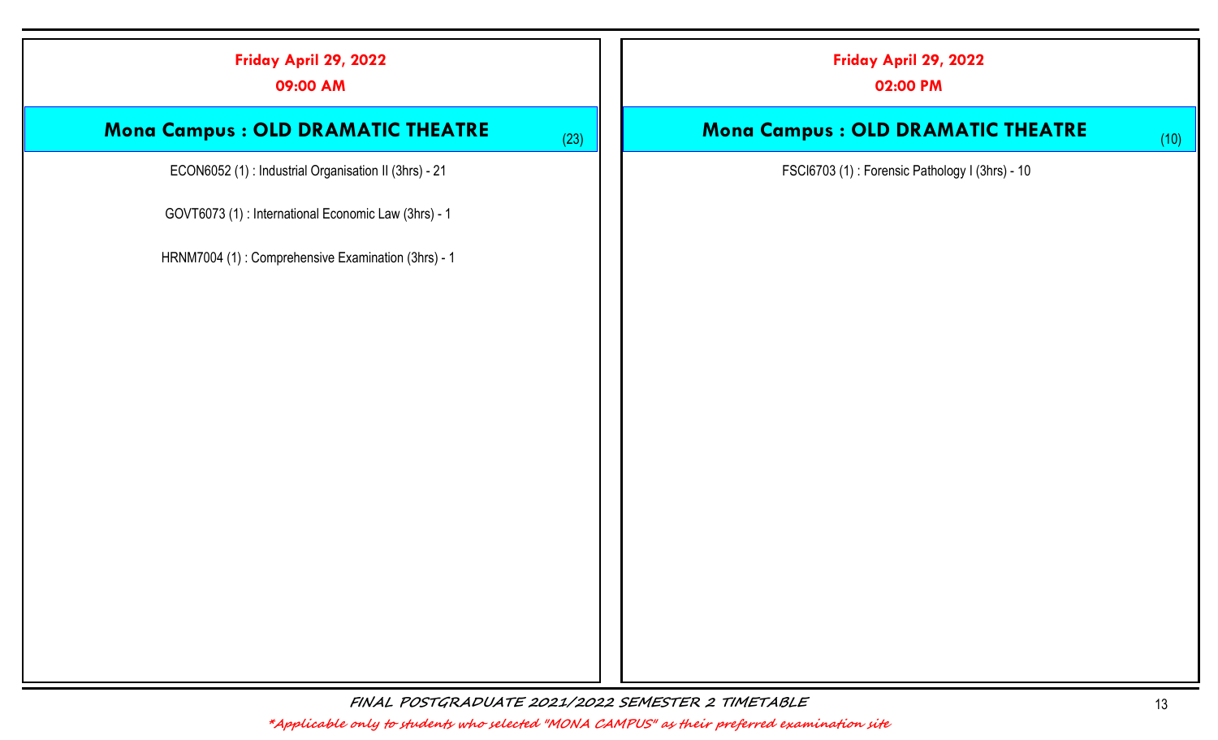## Friday April 29, 2022

### 09:00 AM

### Mona Campus : OLD DRAMATIC THEATRE (23)

ECON6052 (1) : Industrial Organisation II (3hrs) - 21

GOVT6073 (1) : International Economic Law (3hrs) - 1

HRNM7004 (1) : Comprehensive Examination (3hrs) - 1

## Friday April 29, 2022

### 02:00 PM

### Mona Campus : OLD DRAMATIC THEATRE (10)

FSCI6703 (1) : Forensic Pathology I (3hrs) - 10

*FINAL POSTGRADUATE 2021/2022 SEMESTER 2 TIMETABLE*

*\*Applicable only to students who selected "MONA CAMPUS" as their preferred examination site*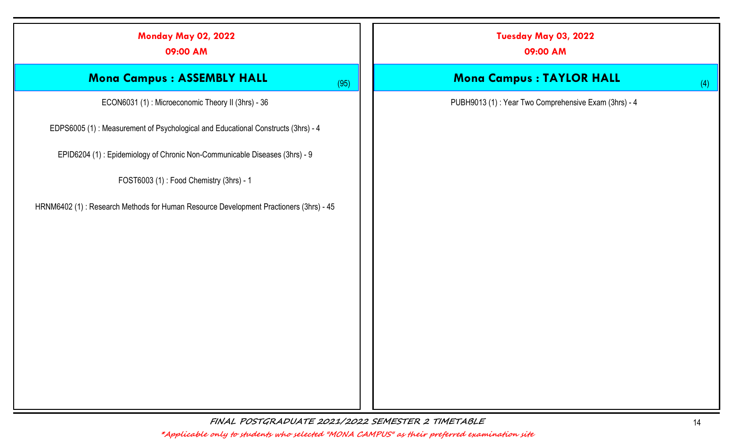## Monday May 02, 2022

**09:00 AM**

### Mona Campus : ASSEMBLY HALL (95)

ECON6031 (1) : Microeconomic Theory II (3hrs) - 36

EDPS6005 (1) : Measurement of Psychological and Educational Constructs (3hrs) - 4

EPID6204 (1) : Epidemiology of Chronic Non-Communicable Diseases (3hrs) - 9

FOST6003 (1) : Food Chemistry (3hrs) - 1

HRNM6402 (1) : Research Methods for Human Resource Development Practioners (3hrs) - 45

## Tuesday May 03, 2022

**09:00 AM**

### Mona Campus : TAYLOR HALL (4)

PUBH9013 (1) : Year Two Comprehensive Exam (3hrs) - 4

*FINAL POSTGRADUATE 2021/2022 SEMESTER 2 TIMETABLE*

*\*Applicable only to students who selected "MONA CAMPUS" as their preferred examination site*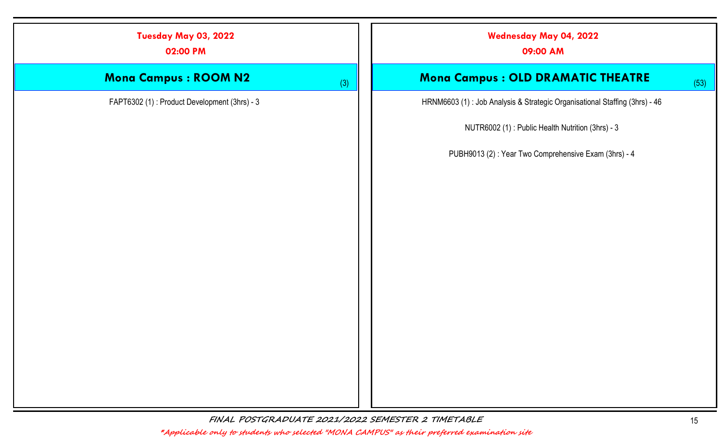## Tuesday May 03, 2022

**02:00 PM**

### Mona Campus : ROOM N2 (3)

FAPT6302 (1) : Product Development (3hrs) - 3

## Wednesday May 04, 2022

**09:00 AM**

### Mona Campus : OLD DRAMATIC THEATRE (53)

HRNM6603 (1) : Job Analysis & Strategic Organisational Staffing (3hrs) - 46

NUTR6002 (1) : Public Health Nutrition (3hrs) - 3

PUBH9013 (2) : Year Two Comprehensive Exam (3hrs) - 4

*FINAL POSTGRADUATE 2021/2022 SEMESTER 2 TIMETABLE*

**\*Applicable only to students who selected "MONA CAMPUS" as their preferred examination site**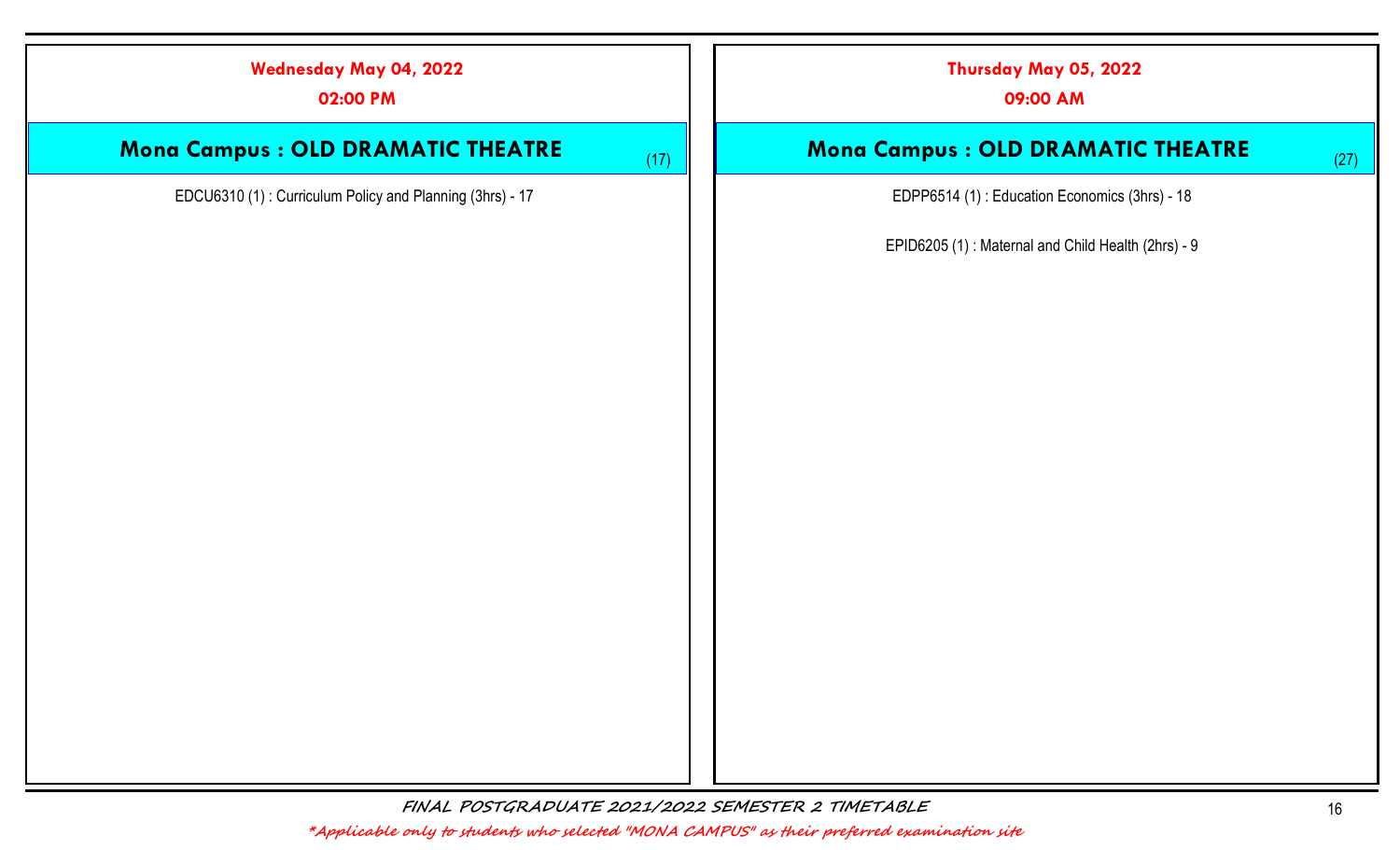**Wednesday May 04, 2022**

**02:00 PM**

### Mona Campus : OLD DRAMATIC THEATRE (17)

EDCU6310 (1) : Curriculum Policy and Planning (3hrs) - 17

**Thursday May 05, 2022**

**09:00 AM**

### Mona Campus : OLD DRAMATIC THEATRE (27)

EDPP6514 (1) : Education Economics (3hrs) - 18

EPID6205 (1) : Maternal and Child Health (2hrs) - 9

*FINAL POSTGRADUATE 2021/2022 SEMESTER 2 TIMETABLE*

**Applicable only to students who selected "MONA CAMPUS" as their preferred examination site*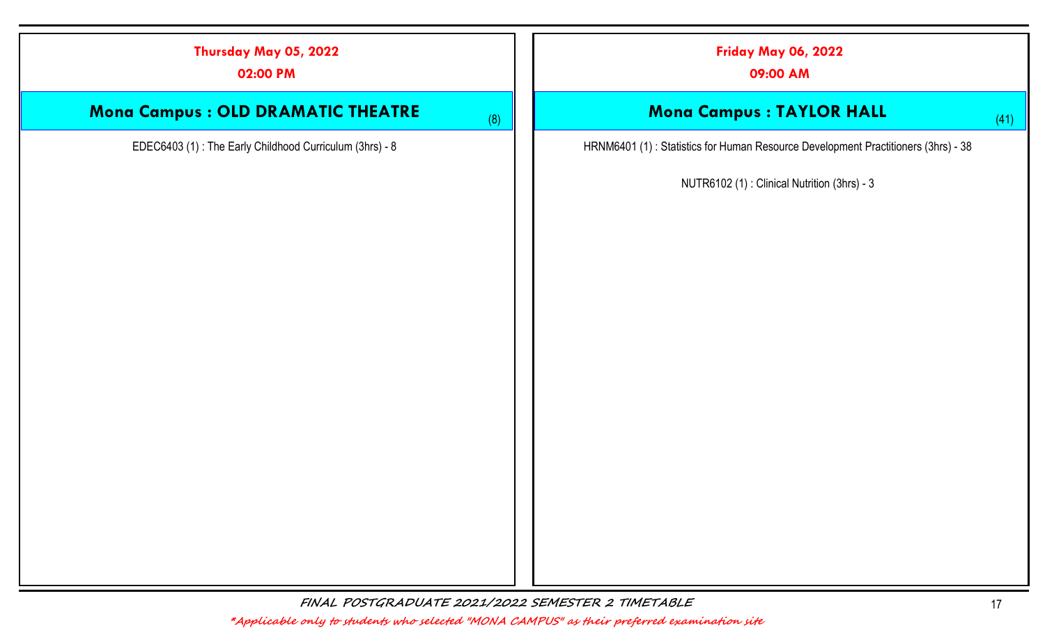**Thursday May 05, 2022**

**02:00 PM**

## Mona Campus : OLD DRAMATIC THEATRE (8)

EDEC6403 (1) : The Early Childhood Curriculum (3hrs) - 8

**Friday May 06, 2022**

**09:00 AM**

## Mona Campus : TAYLOR HALL (41)

HRNM6401 (1) : Statistics for Human Resource Development Practitioners (3hrs) - 38

NUTR6102 (1) : Clinical Nutrition (3hrs) - 3

*FINAL POSTGRADUATE 2021/2022 SEMESTER 2 TIMETABLE*

**Applicable only to students who selected "MONA CAMPUS" as their preferred examination site*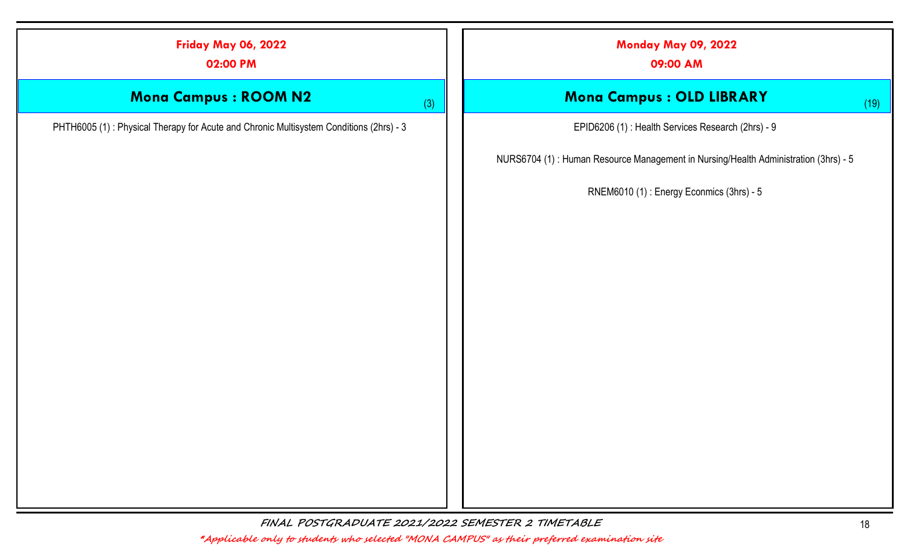## Friday May 06, 2022

**02:00 PM**

### Mona Campus : ROOM N2 (3)

PHTH6005 (1) : Physical Therapy for Acute and Chronic Multisystem Conditions (2hrs) - 3

## Monday May 09, 2022

**09:00 AM**

### Mona Campus : OLD LIBRARY (19)

EPID6206 (1) : Health Services Research (2hrs) - 9

NURS6704 (1) : Human Resource Management in Nursing/Health Administration (3hrs) - 5

RNEM6010 (1) : Energy Econmics (3hrs) - 5

*FINAL POSTGRADUATE 2021/2022 SEMESTER 2 TIMETABLE*

*\*Applicable only to students who selected "MONA CAMPUS" as their preferred examination site*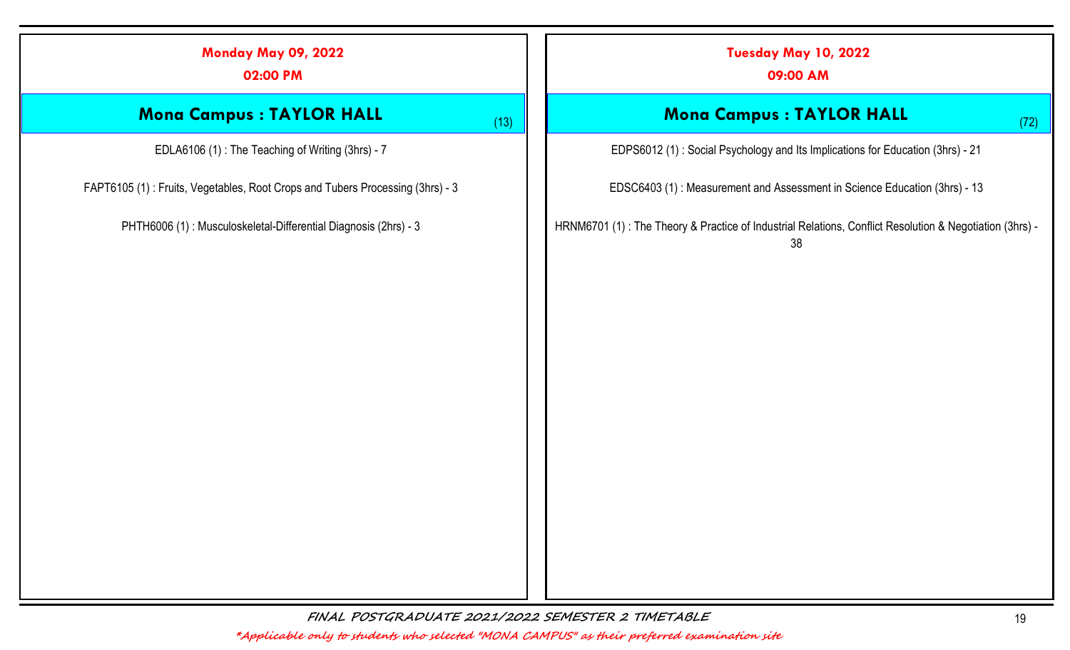**Monday May 09, 2022**

**02:00 PM**

### Mona Campus : TAYLOR HALL (13)

EDLA6106 (1) : The Teaching of Writing (3hrs) - 7

FAPT6105 (1) : Fruits, Vegetables, Root Crops and Tubers Processing (3hrs) - 3

PHTH6006 (1) : Musculoskeletal-Differential Diagnosis (2hrs) - 3

**Tuesday May 10, 2022**

**09:00 AM**

### Mona Campus : TAYLOR HALL (72)

EDPS6012 (1) : Social Psychology and Its Implications for Education (3hrs) - 21

EDSC6403 (1) : Measurement and Assessment in Science Education (3hrs) - 13

HRNM6701 (1) : The Theory & Practice of Industrial Relations, Conflict Resolution & Negotiation (3hrs) - 38

*FINAL POSTGRADUATE 2021/2022 SEMESTER 2 TIMETABLE*

**Applicable only to students who selected "MONA CAMPUS" as their preferred examination site*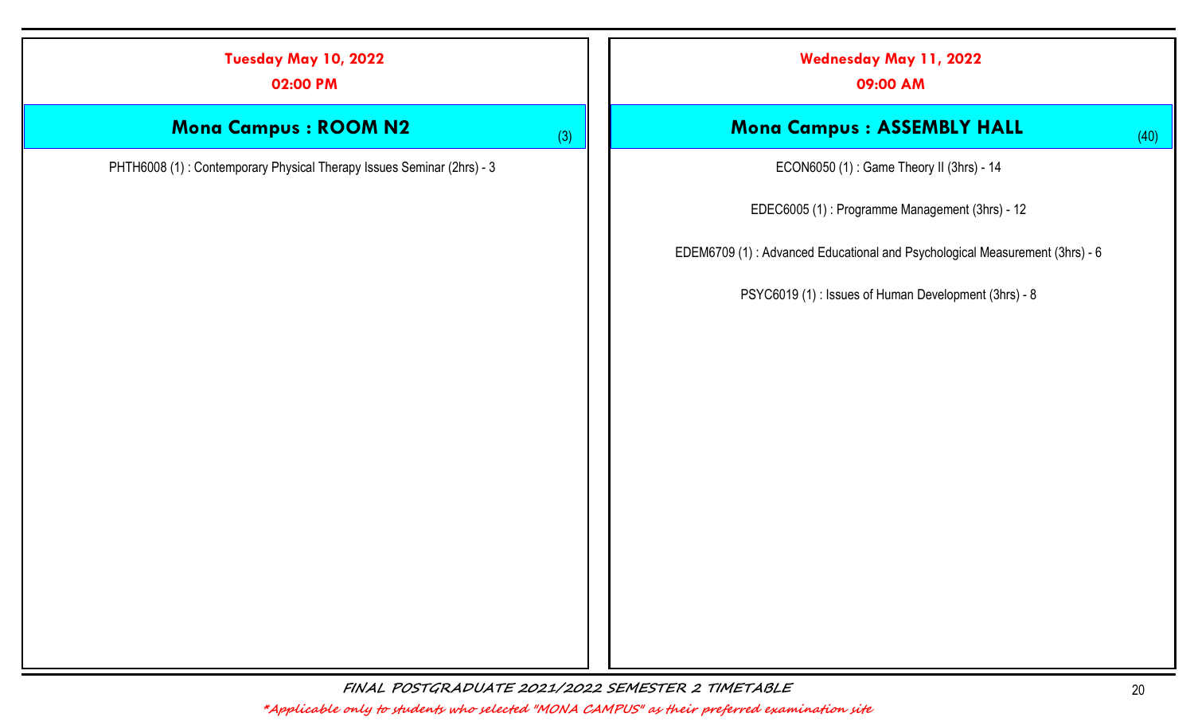## Tuesday May 10, 2022

### 02:00 PM

### Mona Campus : ROOM N2

(3)

PHTH6008 (1) : Contemporary Physical Therapy Issues Seminar (2hrs) - 3

## Wednesday May 11, 2022

### 09:00 AM

### Mona Campus : ASSEMBLY HALL

(40)

ECON6050 (1) : Game Theory II (3hrs) - 14

EDEC6005 (1) : Programme Management (3hrs) - 12

EDEM6709 (1) : Advanced Educational and Psychological Measurement (3hrs) - 6

PSYC6019 (1) : Issues of Human Development (3hrs) - 8

*FINAL POSTGRADUATE 2021/2022 SEMESTER 2 TIMETABLE*

**Applicable only to students who selected "MONA CAMPUS" as their preferred examination site*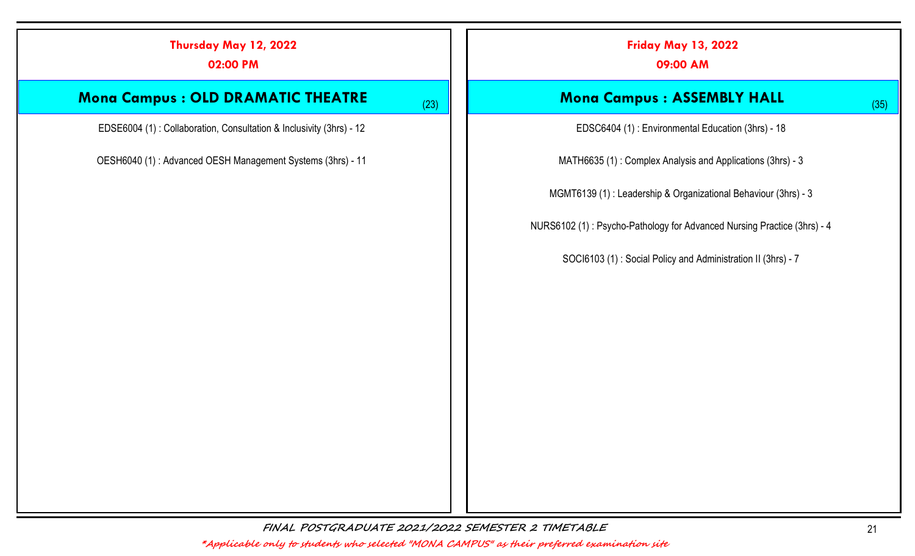**Thursday May 12, 2022**

**02:00 PM**

## Mona Campus : OLD DRAMATIC THEATRE (23)

EDSE6004 (1) : Collaboration, Consultation & Inclusivity (3hrs) - 12

OESH6040 (1) : Advanced OESH Management Systems (3hrs) - 11

**Friday May 13, 2022**

**09:00 AM**

## Mona Campus : ASSEMBLY HALL (35)

EDSC6404 (1) : Environmental Education (3hrs) - 18

MATH6635 (1) : Complex Analysis and Applications (3hrs) - 3

MGMT6139 (1) : Leadership & Organizational Behaviour (3hrs) - 3

NURS6102 (1) : Psycho-Pathology for Advanced Nursing Practice (3hrs) - 4

SOCI6103 (1) : Social Policy and Administration II (3hrs) - 7

*FINAL POSTGRADUATE 2021/2022 SEMESTER 2 TIMETABLE*

*\*Applicable only to students who selected "MONA CAMPUS" as their preferred examination site*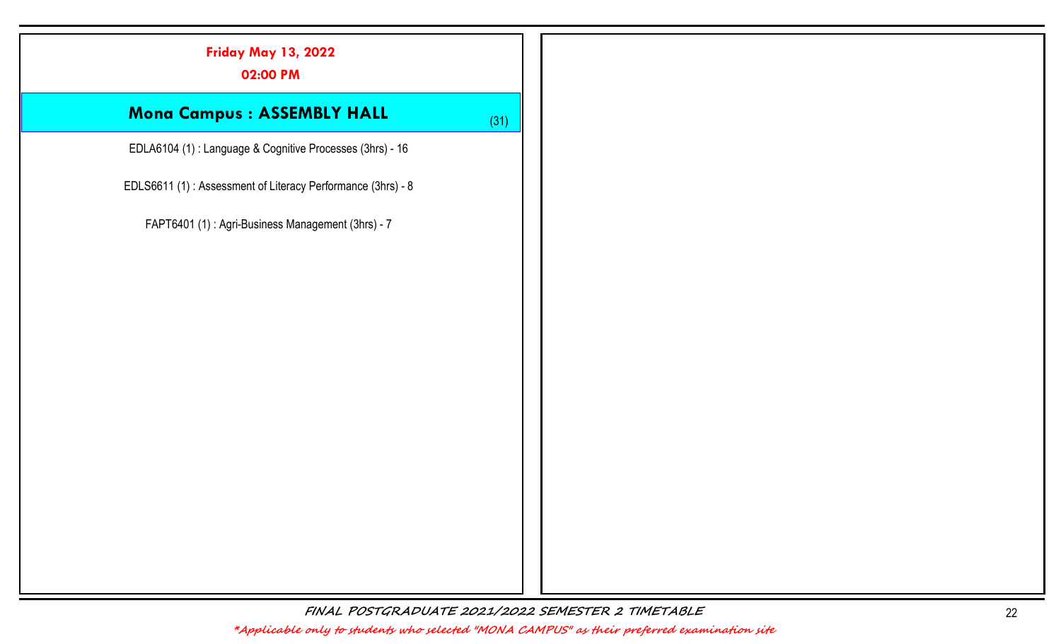**Friday May 13, 2022**

**02:00 PM**

## Mona Campus : ASSEMBLY HALL (31)

EDLA6104 (1) : Language & Cognitive Processes (3hrs) - 16

EDLS6611 (1) : Assessment of Literacy Performance (3hrs) - 8

FAPT6401 (1) : Agri-Business Management (3hrs) - 7

*FINAL POSTGRADUATE 2021/2022 SEMESTER 2 TIMETABLE*

*\*Applicable only to students who selected "MONA CAMPUS" as their preferred examination site*